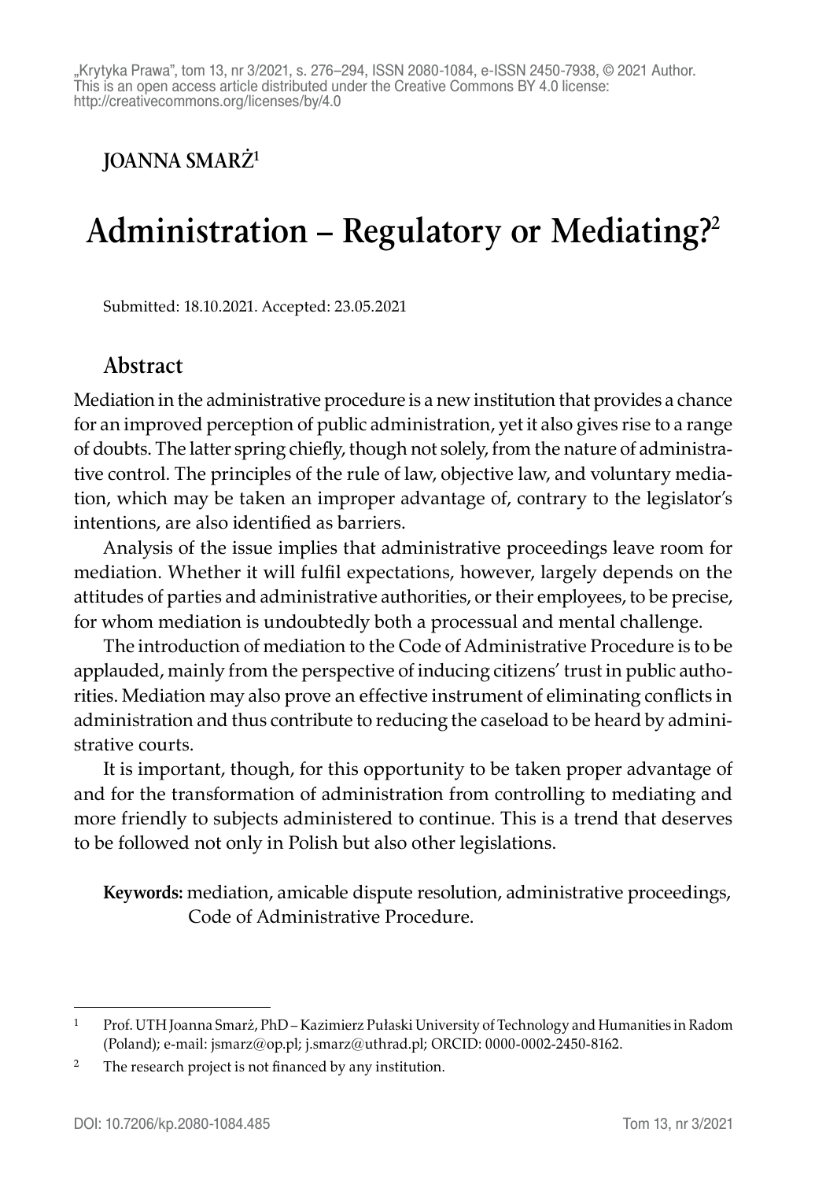„Krytyka Prawa", tom 13, nr 3/2021, s. 276–294, ISSN 2080-1084, e-ISSN 2450-7938, © 2021 Author. This is an open access article distributed under the Creative Commons BY 4.0 license: http://creativecommons.org/licenses/by/4.0

**JOANNA SMARŻ**[1]

# Administration – Regulatory or Mediating?[2]

Submitted: 18.10.2021. Accepted: 23.05.2021

## Abstract

Mediation in the administrative procedure is a new institution that provides a chance for an improved perception of public administration, yet it also gives rise to a range of doubts. The latter spring chiefly, though not solely, from the nature of administrative control. The principles of the rule of law, objective law, and voluntary mediation, which may be taken an improper advantage of, contrary to the legislator's intentions, are also identified as barriers.

Analysis of the issue implies that administrative proceedings leave room for mediation. Whether it will fulfil expectations, however, largely depends on the attitudes of parties and administrative authorities, or their employees, to be precise, for whom mediation is undoubtedly both a processual and mental challenge.

The introduction of mediation to the Code of Administrative Procedure is to be applauded, mainly from the perspective of inducing citizens' trust in public authorities. Mediation may also prove an effective instrument of eliminating conflicts in administration and thus contribute to reducing the caseload to be heard by administrative courts.

It is important, though, for this opportunity to be taken proper advantage of and for the transformation of administration from controlling to mediating and more friendly to subjects administered to continue. This is a trend that deserves to be followed not only in Polish but also other legislations.

**Keywords:** mediation, amicable dispute resolution, administrative proceedings, Code of Administrative Procedure.

---

[1] Prof. UTH Joanna Smarż, PhD – Kazimierz Pułaski University of Technology and Humanities in Radom (Poland); e-mail: jsmarz@op.pl; j.smarz@uthrad.pl; ORCID: 0000-0002-2450-8162.

[2] The research project is not financed by any institution.

DOI: 10.7206/kp.2080-1084.485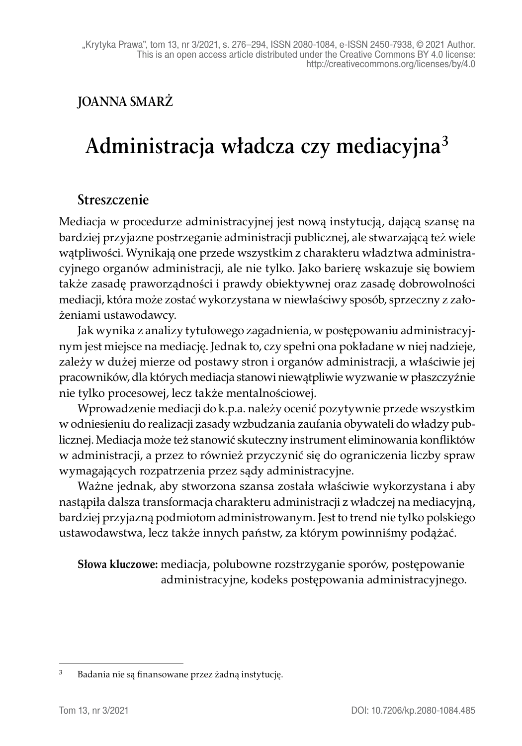**JOANNA SMARŻ**

# Administracja władcza czy mediacyjna[3]

## Streszczenie

Mediacja w procedurze administracyjnej jest nową instytucją, dającą szansę na bardziej przyjazne postrzeganie administracji publicznej, ale stwarzającą też wiele wątpliwości. Wynikają one przede wszystkim z charakteru władztwa administracyjnego organów administracji, ale nie tylko. Jako barierę wskazuje się bowiem także zasadę praworządności i prawdy obiektywnej oraz zasadę dobrowolności mediacji, która może zostać wykorzystana w niewłaściwy sposób, sprzeczny z założeniami ustawodawcy.

Jak wynika z analizy tytułowego zagadnienia, w postępowaniu administracyjnym jest miejsce na mediację. Jednak to, czy spełni ona pokładane w niej nadzieje, zależy w dużej mierze od postawy stron i organów administracji, a właściwie jej pracowników, dla których mediacja stanowi niewątpliwie wyzwanie w płaszczyźnie nie tylko procesowej, lecz także mentalnościowej.

Wprowadzenie mediacji do k.p.a. należy ocenić pozytywnie przede wszystkim w odniesieniu do realizacji zasady wzbudzania zaufania obywateli do władzy publicznej. Mediacja może też stanowić skuteczny instrument eliminowania konfliktów w administracji, a przez to również przyczynić się do ograniczenia liczby spraw wymagających rozpatrzenia przez sądy administracyjne.

Ważne jednak, aby stworzona szansa została właściwie wykorzystana i aby nastąpiła dalsza transformacja charakteru administracji z władczej na mediacyjną, bardziej przyjazną podmiotom administrowanym. Jest to trend nie tylko polskiego ustawodawstwa, lecz także innych państw, za którym powinniśmy podążać.

**Słowa kluczowe:** mediacja, polubowne rozstrzyganie sporów, postępowanie administracyjne, kodeks postępowania administracyjnego.

---

[3] Badania nie są finansowane przez żadną instytucję.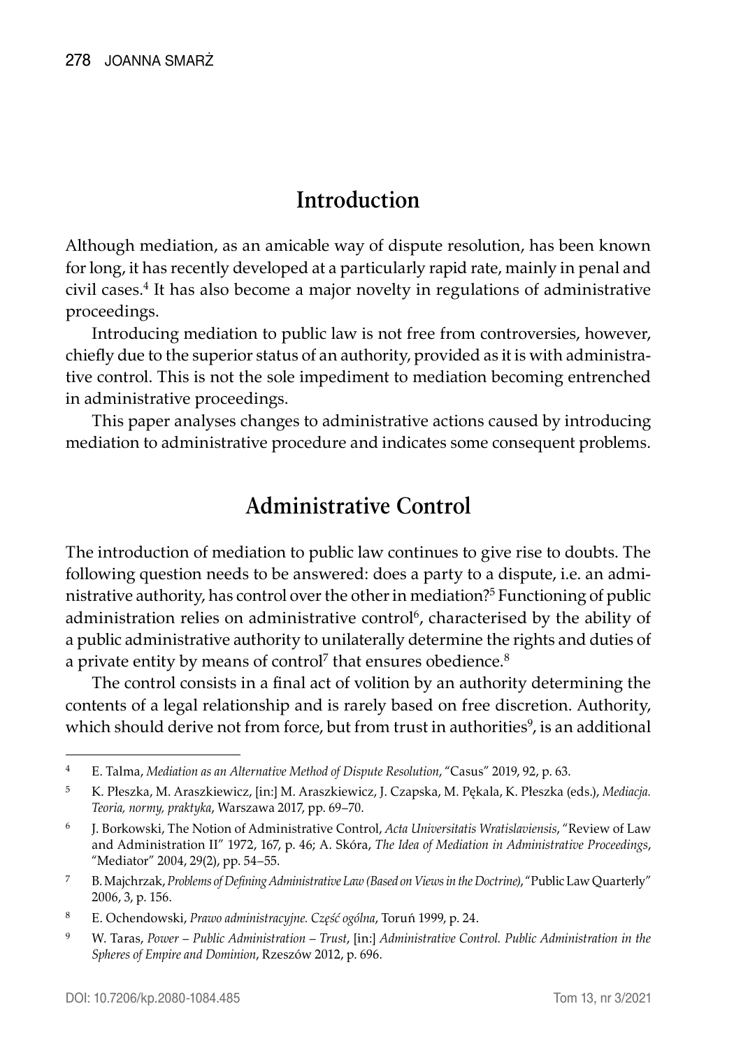## Introduction

Although mediation, as an amicable way of dispute resolution, has been known for long, it has recently developed at a particularly rapid rate, mainly in penal and civil cases.[4] It has also become a major novelty in regulations of administrative proceedings.

Introducing mediation to public law is not free from controversies, however, chiefly due to the superior status of an authority, provided as it is with administrative control. This is not the sole impediment to mediation becoming entrenched in administrative proceedings.

This paper analyses changes to administrative actions caused by introducing mediation to administrative procedure and indicates some consequent problems.

## Administrative Control

The introduction of mediation to public law continues to give rise to doubts. The following question needs to be answered: does a party to a dispute, i.e. an administrative authority, has control over the other in mediation?[5] Functioning of public administration relies on administrative control[6], characterised by the ability of a public administrative authority to unilaterally determine the rights and duties of a private entity by means of control[7] that ensures obedience.[8]

The control consists in a final act of volition by an authority determining the contents of a legal relationship and is rarely based on free discretion. Authority, which should derive not from force, but from trust in authorities[9], is an additional

---

[4] E. Talma, *Mediation as an Alternative Method of Dispute Resolution*, "Casus" 2019, 92, p. 63.

[5] K. Płeszka, M. Araszkiewicz, [in:] M. Araszkiewicz, J. Czapska, M. Pękala, K. Płeszka (eds.), *Mediacja. Teoria, normy, praktyka*, Warszawa 2017, pp. 69–70.

[6] J. Borkowski, The Notion of Administrative Control, *Acta Universitatis Wratislaviensis*, "Review of Law and Administration II" 1972, 167, p. 46; A. Skóra, *The Idea of Mediation in Administrative Proceedings*, "Mediator" 2004, 29(2), pp. 54–55.

[7] B. Majchrzak, *Problems of Defining Administrative Law (Based on Views in the Doctrine)*, "Public Law Quarterly" 2006, 3, p. 156.

[8] E. Ochendowski, *Prawo administracyjne. Część ogólna*, Toruń 1999, p. 24.

[9] W. Taras, *Power – Public Administration – Trust*, [in:] *Administrative Control. Public Administration in the Spheres of Empire and Dominion*, Rzeszów 2012, p. 696.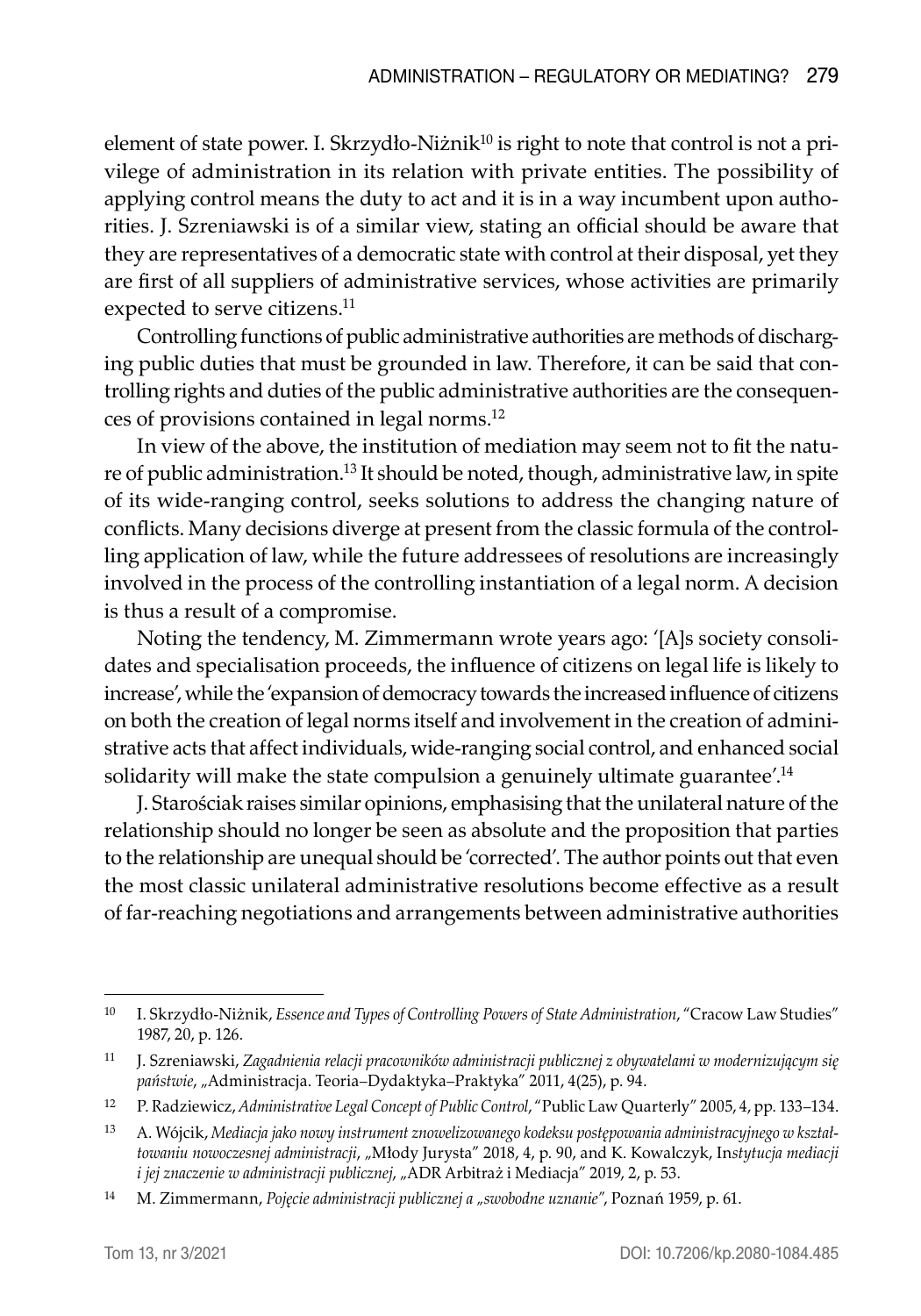element of state power. I. Skrzydło-Niżnik[10] is right to note that control is not a privilege of administration in its relation with private entities. The possibility of applying control means the duty to act and it is in a way incumbent upon authorities. J. Szreniawski is of a similar view, stating an official should be aware that they are representatives of a democratic state with control at their disposal, yet they are first of all suppliers of administrative services, whose activities are primarily expected to serve citizens.[11]

Controlling functions of public administrative authorities are methods of discharging public duties that must be grounded in law. Therefore, it can be said that controlling rights and duties of the public administrative authorities are the consequences of provisions contained in legal norms.[12]

In view of the above, the institution of mediation may seem not to fit the nature of public administration.[13] It should be noted, though, administrative law, in spite of its wide-ranging control, seeks solutions to address the changing nature of conflicts. Many decisions diverge at present from the classic formula of the controlling application of law, while the future addressees of resolutions are increasingly involved in the process of the controlling instantiation of a legal norm. A decision is thus a result of a compromise.

Noting the tendency, M. Zimmermann wrote years ago: '[A]s society consolidates and specialisation proceeds, the influence of citizens on legal life is likely to increase', while the 'expansion of democracy towards the increased influence of citizens on both the creation of legal norms itself and involvement in the creation of administrative acts that affect individuals, wide-ranging social control, and enhanced social solidarity will make the state compulsion a genuinely ultimate guarantee'.[14]

J. Starościak raises similar opinions, emphasising that the unilateral nature of the relationship should no longer be seen as absolute and the proposition that parties to the relationship are unequal should be 'corrected'. The author points out that even the most classic unilateral administrative resolutions become effective as a result of far-reaching negotiations and arrangements between administrative authorities

---

[10] I. Skrzydło-Niżnik, *Essence and Types of Controlling Powers of State Administration*, "Cracow Law Studies" 1987, 20, p. 126.

[11] J. Szreniawski, *Zagadnienia relacji pracowników administracji publicznej z obywatelami w modernizującym się państwie*, „Administracja. Teoria–Dydaktyka–Praktyka" 2011, 4(25), p. 94.

[12] P. Radziewicz, *Administrative Legal Concept of Public Control*, "Public Law Quarterly" 2005, 4, pp. 133–134.

[13] A. Wójcik, *Mediacja jako nowy instrument znowelizowanego kodeksu postępowania administracyjnego w kształtowaniu nowoczesnej administracji*, „Młody Jurysta" 2018, 4, p. 90, and K. Kowalczyk, In*stytucja mediacji i jej znaczenie w administracji publicznej*, „ADR Arbitraż i Mediacja" 2019, 2, p. 53.

[14] M. Zimmermann, *Pojęcie administracji publicznej a „swobodne uznanie"*, Poznań 1959, p. 61.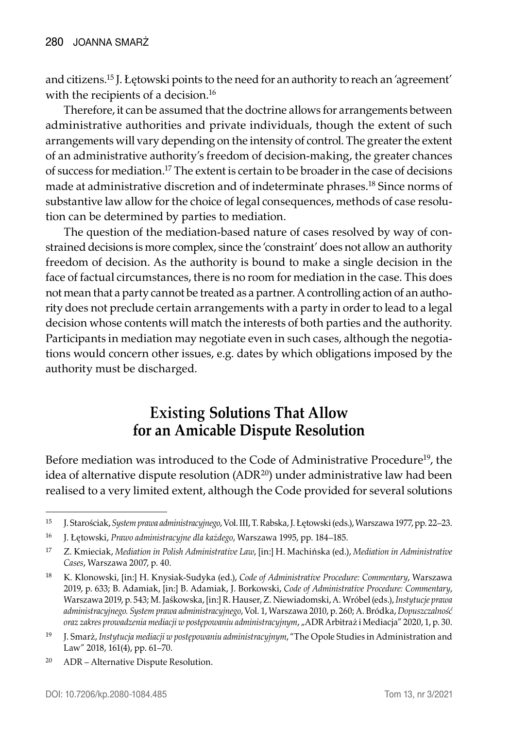and citizens.[15] J. Łętowski points to the need for an authority to reach an 'agreement' with the recipients of a decision.[16]

Therefore, it can be assumed that the doctrine allows for arrangements between administrative authorities and private individuals, though the extent of such arrangements will vary depending on the intensity of control. The greater the extent of an administrative authority's freedom of decision-making, the greater chances of success for mediation.[17] The extent is certain to be broader in the case of decisions made at administrative discretion and of indeterminate phrases.[18] Since norms of substantive law allow for the choice of legal consequences, methods of case resolution can be determined by parties to mediation.

The question of the mediation-based nature of cases resolved by way of constrained decisions is more complex, since the 'constraint' does not allow an authority freedom of decision. As the authority is bound to make a single decision in the face of factual circumstances, there is no room for mediation in the case. This does not mean that a party cannot be treated as a partner. A controlling action of an authority does not preclude certain arrangements with a party in order to lead to a legal decision whose contents will match the interests of both parties and the authority. Participants in mediation may negotiate even in such cases, although the negotiations would concern other issues, e.g. dates by which obligations imposed by the authority must be discharged.

## Existing Solutions That Allow for an Amicable Dispute Resolution

Before mediation was introduced to the Code of Administrative Procedure[19], the idea of alternative dispute resolution (ADR[20]) under administrative law had been realised to a very limited extent, although the Code provided for several solutions

---

[15] J. Starościak, *System prawa administracyjnego*, Vol. III, T. Rabska, J. Łętowski (eds.), Warszawa 1977, pp. 22–23.

[16] J. Łętowski, *Prawo administracyjne dla każdego*, Warszawa 1995, pp. 184–185.

[17] Z. Kmieciak, *Mediation in Polish Administrative Law*, [in:] H. Machińska (ed.), *Mediation in Administrative Cases*, Warszawa 2007, p. 40.

[18] K. Klonowski, [in:] H. Knysiak-Sudyka (ed.), *Code of Administrative Procedure: Commentary*, Warszawa 2019, p. 633; B. Adamiak, [in:] B. Adamiak, J. Borkowski, *Code of Administrative Procedure: Commentary*, Warszawa 2019, p. 543; M. Jaśkowska, [in:] R. Hauser, Z. Niewiadomski, A. Wróbel (eds.), *Instytucje prawa administracyjnego. System prawa administracyjnego*, Vol. 1, Warszawa 2010, p. 260; A. Bródka, *Dopuszczalność oraz zakres prowadzenia mediacji w postępowaniu administracyjnym*, „ADR Arbitraż i Mediacja" 2020, 1, p. 30.

[19] J. Smarż, *Instytucja mediacji w postępowaniu administracyjnym*, "The Opole Studies in Administration and Law" 2018, 161(4), pp. 61–70.

[20] ADR – Alternative Dispute Resolution.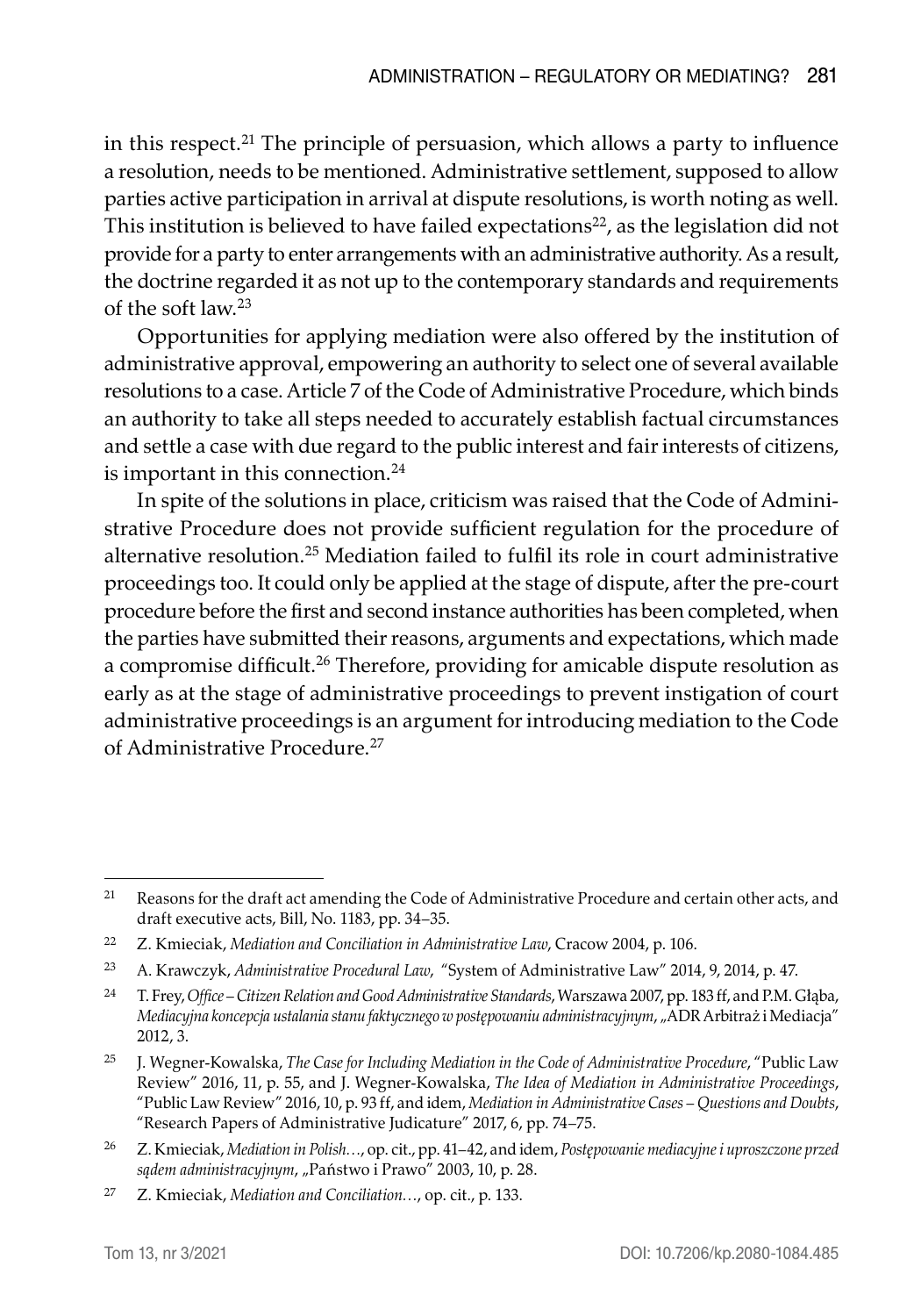in this respect.[21] The principle of persuasion, which allows a party to influence a resolution, needs to be mentioned. Administrative settlement, supposed to allow parties active participation in arrival at dispute resolutions, is worth noting as well. This institution is believed to have failed expectations[22], as the legislation did not provide for a party to enter arrangements with an administrative authority. As a result, the doctrine regarded it as not up to the contemporary standards and requirements of the soft law.[23]

Opportunities for applying mediation were also offered by the institution of administrative approval, empowering an authority to select one of several available resolutions to a case. Article 7 of the Code of Administrative Procedure, which binds an authority to take all steps needed to accurately establish factual circumstances and settle a case with due regard to the public interest and fair interests of citizens, is important in this connection.[24]

In spite of the solutions in place, criticism was raised that the Code of Administrative Procedure does not provide sufficient regulation for the procedure of alternative resolution.[25] Mediation failed to fulfil its role in court administrative proceedings too. It could only be applied at the stage of dispute, after the pre-court procedure before the first and second instance authorities has been completed, when the parties have submitted their reasons, arguments and expectations, which made a compromise difficult.[26] Therefore, providing for amicable dispute resolution as early as at the stage of administrative proceedings to prevent instigation of court administrative proceedings is an argument for introducing mediation to the Code of Administrative Procedure.[27]

---

[21] Reasons for the draft act amending the Code of Administrative Procedure and certain other acts, and draft executive acts, Bill, No. 1183, pp. 34–35.

[22] Z. Kmieciak, *Mediation and Conciliation in Administrative Law*, Cracow 2004, p. 106.

[23] A. Krawczyk, *Administrative Procedural Law*, "System of Administrative Law" 2014, 9, 2014, p. 47.

[24] T. Frey, *Office – Citizen Relation and Good Administrative Standards*, Warszawa 2007, pp. 183 ff, and P.M. Głąba, *Mediacyjna koncepcja ustalania stanu faktycznego w postępowaniu administracyjnym*, „ADR Arbitraż i Mediacja" 2012, 3.

[25] J. Wegner-Kowalska, *The Case for Including Mediation in the Code of Administrative Procedure*, "Public Law Review" 2016, 11, p. 55, and J. Wegner-Kowalska, *The Idea of Mediation in Administrative Proceedings*, "Public Law Review" 2016, 10, p. 93 ff, and idem, *Mediation in Administrative Cases – Questions and Doubts*, "Research Papers of Administrative Judicature" 2017, 6, pp. 74–75.

[26] Z. Kmieciak, *Mediation in Polish…*, op. cit., pp. 41–42, and idem, *Postępowanie mediacyjne i uproszczone przed sądem administracyjnym*, „Państwo i Prawo" 2003, 10, p. 28.

[27] Z. Kmieciak, *Mediation and Conciliation…*, op. cit., p. 133.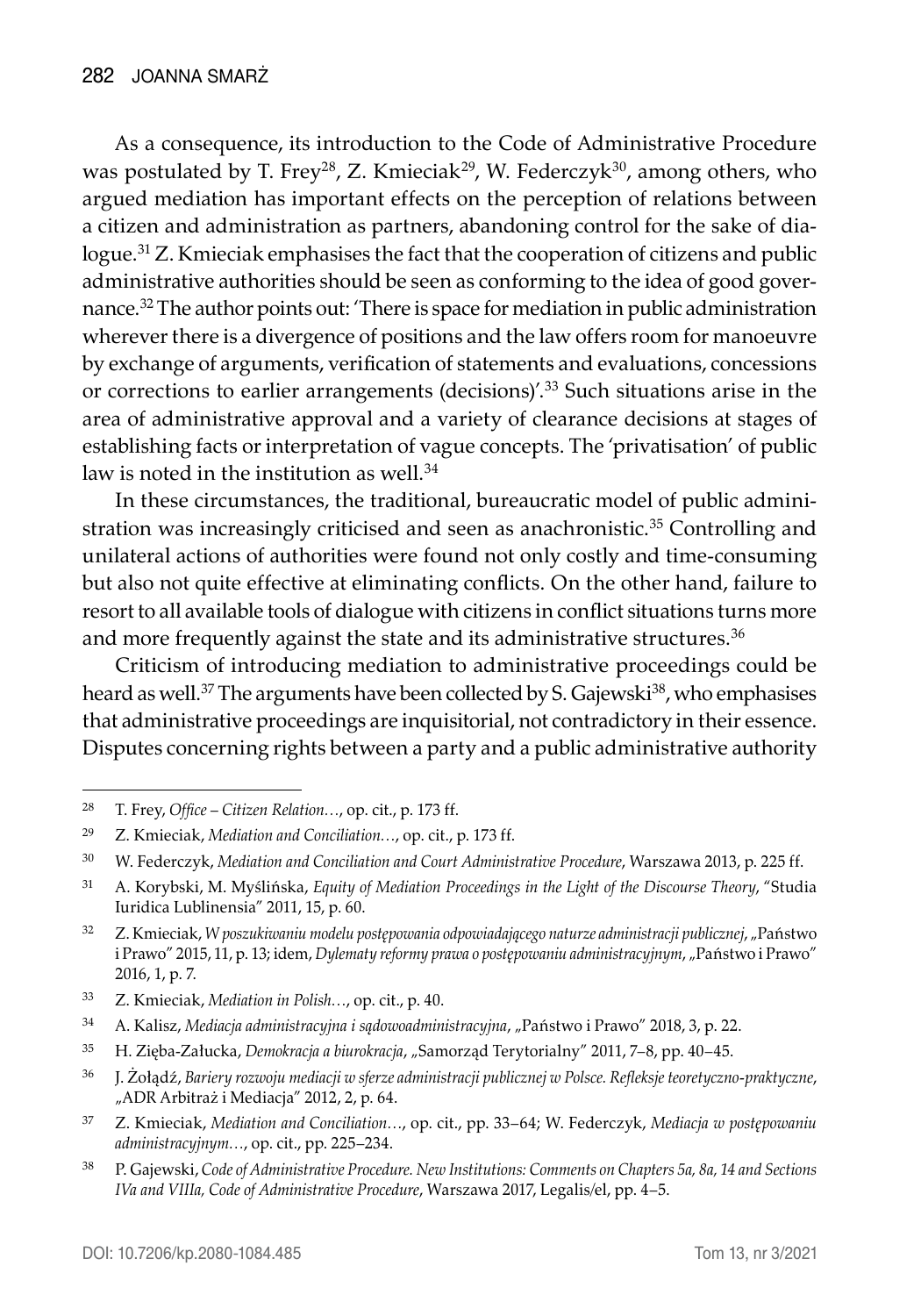As a consequence, its introduction to the Code of Administrative Procedure was postulated by T. Frey[28], Z. Kmieciak[29], W. Federczyk[30], among others, who argued mediation has important effects on the perception of relations between a citizen and administration as partners, abandoning control for the sake of dialogue.[31] Z. Kmieciak emphasises the fact that the cooperation of citizens and public administrative authorities should be seen as conforming to the idea of good governance.[32] The author points out: 'There is space for mediation in public administration wherever there is a divergence of positions and the law offers room for manoeuvre by exchange of arguments, verification of statements and evaluations, concessions or corrections to earlier arrangements (decisions)'.[33] Such situations arise in the area of administrative approval and a variety of clearance decisions at stages of establishing facts or interpretation of vague concepts. The 'privatisation' of public law is noted in the institution as well.[34]

In these circumstances, the traditional, bureaucratic model of public administration was increasingly criticised and seen as anachronistic.[35] Controlling and unilateral actions of authorities were found not only costly and time-consuming but also not quite effective at eliminating conflicts. On the other hand, failure to resort to all available tools of dialogue with citizens in conflict situations turns more and more frequently against the state and its administrative structures.[36]

Criticism of introducing mediation to administrative proceedings could be heard as well.[37] The arguments have been collected by S. Gajewski[38], who emphasises that administrative proceedings are inquisitorial, not contradictory in their essence. Disputes concerning rights between a party and a public administrative authority

---

[28] T. Frey, *Office – Citizen Relation…*, op. cit., p. 173 ff.

[29] Z. Kmieciak, *Mediation and Conciliation…*, op. cit., p. 173 ff.

[30] W. Federczyk, *Mediation and Conciliation and Court Administrative Procedure*, Warszawa 2013, p. 225 ff.

[31] A. Korybski, M. Myślińska, *Equity of Mediation Proceedings in the Light of the Discourse Theory*, "Studia Iuridica Lublinensia" 2011, 15, p. 60.

[32] Z. Kmieciak, *W poszukiwaniu modelu postępowania odpowiadającego naturze administracji publicznej*, „Państwo i Prawo" 2015, 11, p. 13; idem, *Dylematy reformy prawa o postępowaniu administracyjnym*, „Państwo i Prawo" 2016, 1, p. 7.

[33] Z. Kmieciak, *Mediation in Polish…*, op. cit., p. 40.

[34] A. Kalisz, *Mediacja administracyjna i sądowoadministracyjna*, „Państwo i Prawo" 2018, 3, p. 22.

[35] H. Zięba-Załucka, *Demokracja a biurokracja*, „Samorząd Terytorialny" 2011, 7–8, pp. 40–45.

[36] J. Żołądź, *Bariery rozwoju mediacji w sferze administracji publicznej w Polsce. Refleksje teoretyczno-praktyczne*, „ADR Arbitraż i Mediacja" 2012, 2, p. 64.

[37] Z. Kmieciak, *Mediation and Conciliation…*, op. cit., pp. 33–64; W. Federczyk, *Mediacja w postępowaniu administracyjnym…*, op. cit., pp. 225–234.

[38] P. Gajewski, *Code of Administrative Procedure. New Institutions: Comments on Chapters 5a, 8a, 14 and Sections IVa and VIIIa, Code of Administrative Procedure*, Warszawa 2017, Legalis/el, pp. 4–5.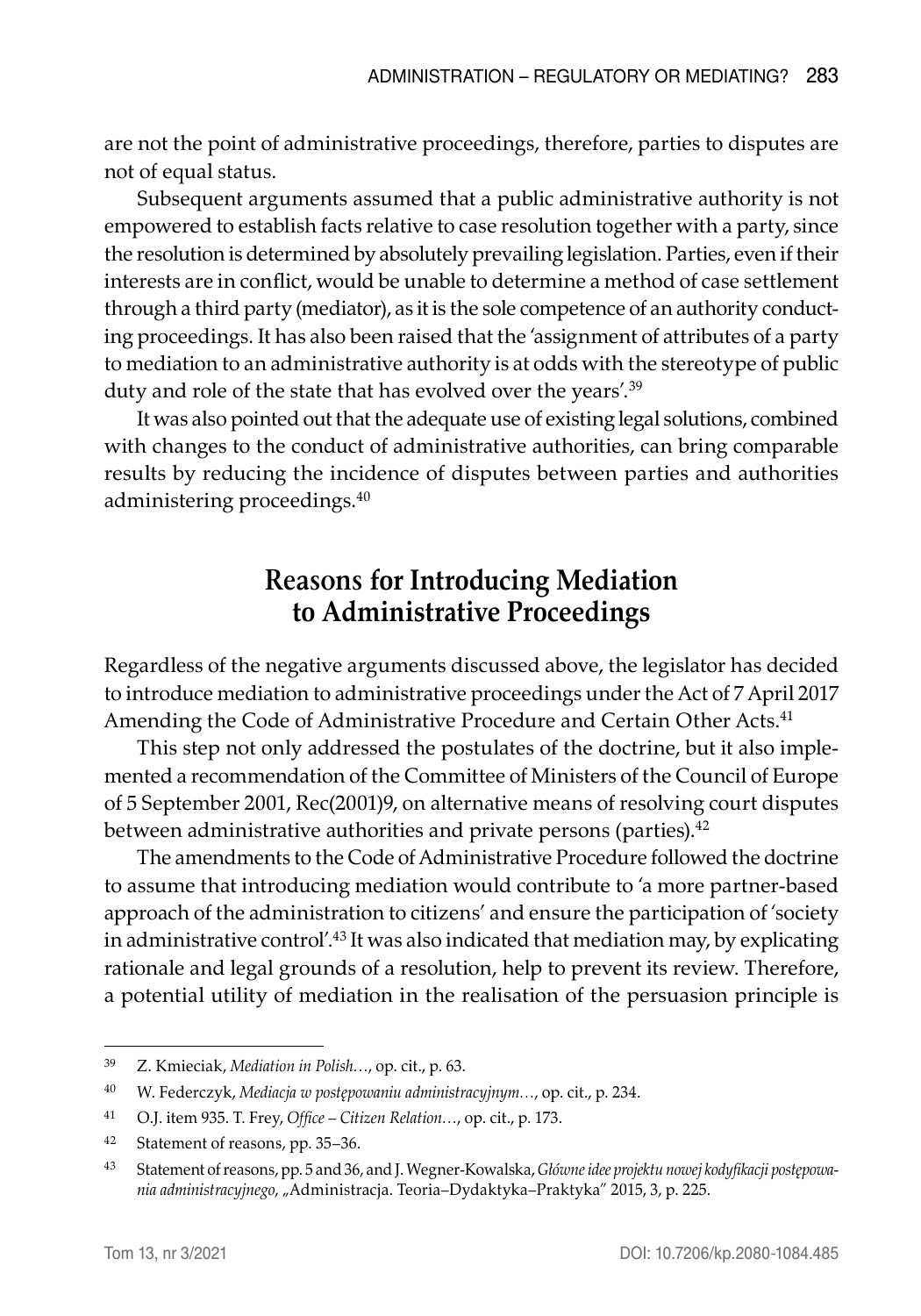are not the point of administrative proceedings, therefore, parties to disputes are not of equal status.

Subsequent arguments assumed that a public administrative authority is not empowered to establish facts relative to case resolution together with a party, since the resolution is determined by absolutely prevailing legislation. Parties, even if their interests are in conflict, would be unable to determine a method of case settlement through a third party (mediator), as it is the sole competence of an authority conducting proceedings. It has also been raised that the 'assignment of attributes of a party to mediation to an administrative authority is at odds with the stereotype of public duty and role of the state that has evolved over the years'.[39]

It was also pointed out that the adequate use of existing legal solutions, combined with changes to the conduct of administrative authorities, can bring comparable results by reducing the incidence of disputes between parties and authorities administering proceedings.[40]

## Reasons for Introducing Mediation to Administrative Proceedings

Regardless of the negative arguments discussed above, the legislator has decided to introduce mediation to administrative proceedings under the Act of 7 April 2017 Amending the Code of Administrative Procedure and Certain Other Acts.[41]

This step not only addressed the postulates of the doctrine, but it also implemented a recommendation of the Committee of Ministers of the Council of Europe of 5 September 2001, Rec(2001)9, on alternative means of resolving court disputes between administrative authorities and private persons (parties).[42]

The amendments to the Code of Administrative Procedure followed the doctrine to assume that introducing mediation would contribute to 'a more partner-based approach of the administration to citizens' and ensure the participation of 'society in administrative control'.[43] It was also indicated that mediation may, by explicating rationale and legal grounds of a resolution, help to prevent its review. Therefore, a potential utility of mediation in the realisation of the persuasion principle is

---

[39] Z. Kmieciak, *Mediation in Polish…*, op. cit., p. 63.

[40] W. Federczyk, *Mediacja w postępowaniu administracyjnym…*, op. cit., p. 234.

[41] O.J. item 935. T. Frey, *Office – Citizen Relation…*, op. cit., p. 173.

[42] Statement of reasons, pp. 35–36.

[43] Statement of reasons, pp. 5 and 36, and J. Wegner-Kowalska, *Główne idee projektu nowej kodyfikacji postępowania administracyjnego*, „Administracja. Teoria–Dydaktyka–Praktyka" 2015, 3, p. 225.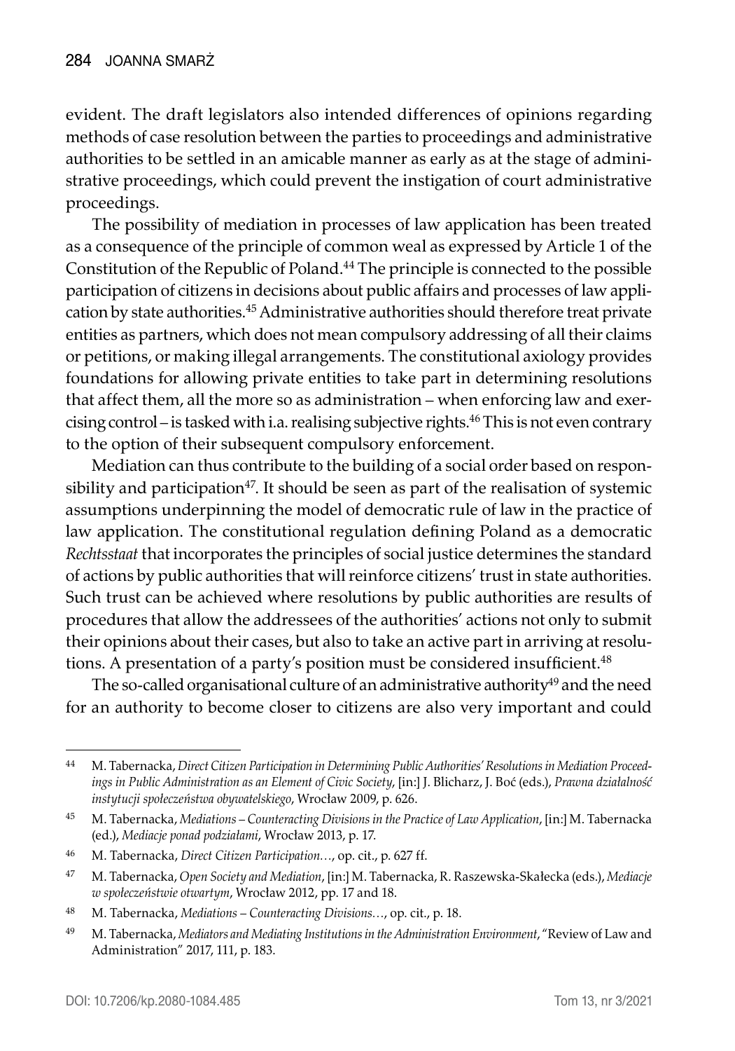evident. The draft legislators also intended differences of opinions regarding methods of case resolution between the parties to proceedings and administrative authorities to be settled in an amicable manner as early as at the stage of administrative proceedings, which could prevent the instigation of court administrative proceedings.

The possibility of mediation in processes of law application has been treated as a consequence of the principle of common weal as expressed by Article 1 of the Constitution of the Republic of Poland.[44] The principle is connected to the possible participation of citizens in decisions about public affairs and processes of law application by state authorities.[45] Administrative authorities should therefore treat private entities as partners, which does not mean compulsory addressing of all their claims or petitions, or making illegal arrangements. The constitutional axiology provides foundations for allowing private entities to take part in determining resolutions that affect them, all the more so as administration – when enforcing law and exercising control – is tasked with i.a. realising subjective rights.[46] This is not even contrary to the option of their subsequent compulsory enforcement.

Mediation can thus contribute to the building of a social order based on responsibility and participation[47]. It should be seen as part of the realisation of systemic assumptions underpinning the model of democratic rule of law in the practice of law application. The constitutional regulation defining Poland as a democratic *Rechtsstaat* that incorporates the principles of social justice determines the standard of actions by public authorities that will reinforce citizens' trust in state authorities. Such trust can be achieved where resolutions by public authorities are results of procedures that allow the addressees of the authorities' actions not only to submit their opinions about their cases, but also to take an active part in arriving at resolutions. A presentation of a party's position must be considered insufficient.[48]

The so-called organisational culture of an administrative authority[49] and the need for an authority to become closer to citizens are also very important and could

---

[44] M. Tabernacka, *Direct Citizen Participation in Determining Public Authorities' Resolutions in Mediation Proceedings in Public Administration as an Element of Civic Society*, [in:] J. Blicharz, J. Boć (eds.), *Prawna działalność instytucji społeczeństwa obywatelskiego*, Wrocław 2009, p. 626.

[45] M. Tabernacka, *Mediations – Counteracting Divisions in the Practice of Law Application*, [in:] M. Tabernacka (ed.), *Mediacje ponad podziałami*, Wrocław 2013, p. 17.

[46] M. Tabernacka, *Direct Citizen Participation…*, op. cit., p. 627 ff.

[47] M. Tabernacka, *Open Society and Mediation*, [in:] M. Tabernacka, R. Raszewska-Skałecka (eds.), *Mediacje w społeczeństwie otwartym*, Wrocław 2012, pp. 17 and 18.

[48] M. Tabernacka, *Mediations – Counteracting Divisions…*, op. cit., p. 18.

[49] M. Tabernacka, *Mediators and Mediating Institutions in the Administration Environment*, "Review of Law and Administration" 2017, 111, p. 183.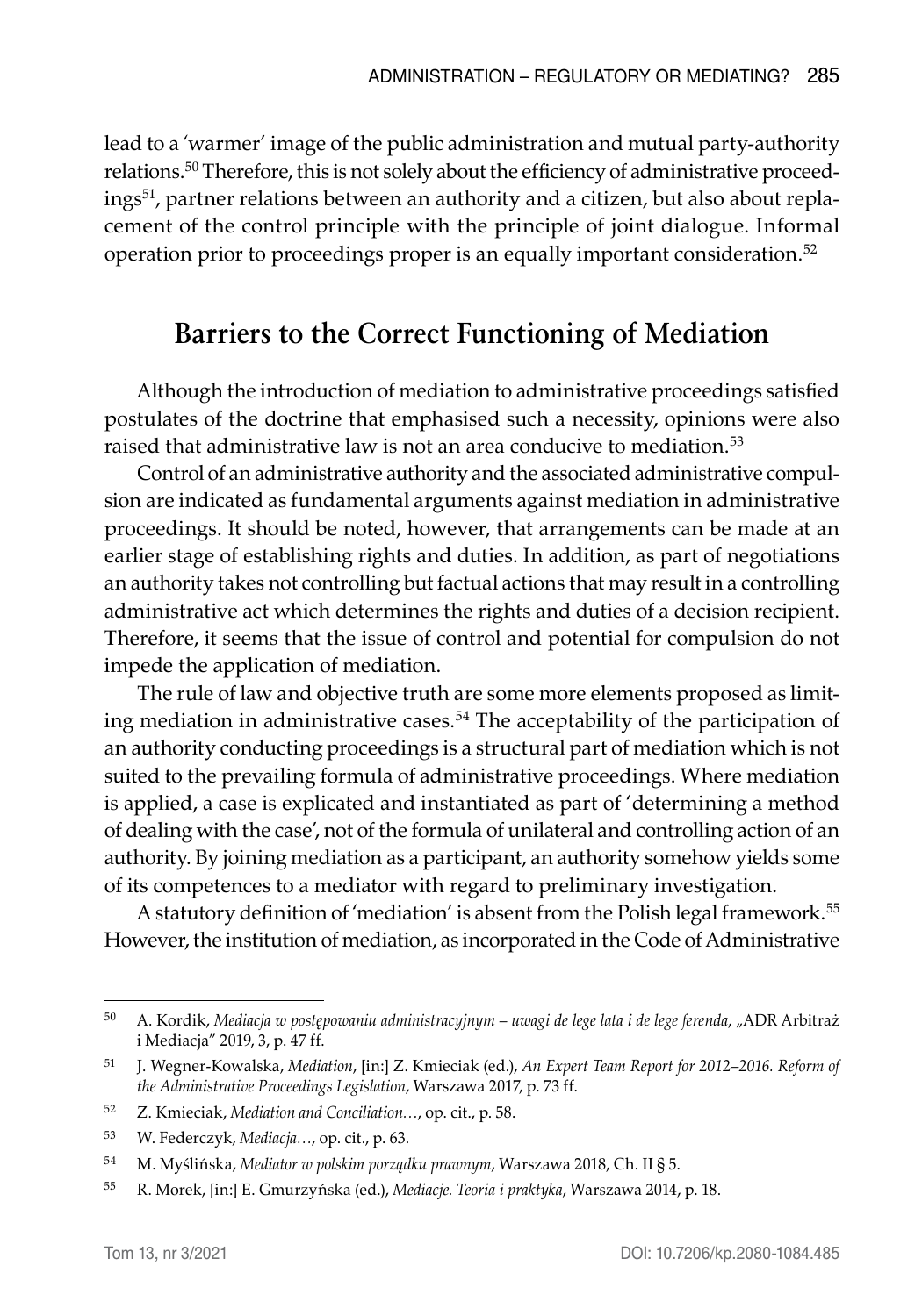lead to a 'warmer' image of the public administration and mutual party-authority relations.[50] Therefore, this is not solely about the efficiency of administrative proceedings[51], partner relations between an authority and a citizen, but also about replacement of the control principle with the principle of joint dialogue. Informal operation prior to proceedings proper is an equally important consideration.[52]

## Barriers to the Correct Functioning of Mediation

Although the introduction of mediation to administrative proceedings satisfied postulates of the doctrine that emphasised such a necessity, opinions were also raised that administrative law is not an area conducive to mediation.[53]

Control of an administrative authority and the associated administrative compulsion are indicated as fundamental arguments against mediation in administrative proceedings. It should be noted, however, that arrangements can be made at an earlier stage of establishing rights and duties. In addition, as part of negotiations an authority takes not controlling but factual actions that may result in a controlling administrative act which determines the rights and duties of a decision recipient. Therefore, it seems that the issue of control and potential for compulsion do not impede the application of mediation.

The rule of law and objective truth are some more elements proposed as limiting mediation in administrative cases.[54] The acceptability of the participation of an authority conducting proceedings is a structural part of mediation which is not suited to the prevailing formula of administrative proceedings. Where mediation is applied, a case is explicated and instantiated as part of 'determining a method of dealing with the case', not of the formula of unilateral and controlling action of an authority. By joining mediation as a participant, an authority somehow yields some of its competences to a mediator with regard to preliminary investigation.

A statutory definition of 'mediation' is absent from the Polish legal framework.[55] However, the institution of mediation, as incorporated in the Code of Administrative

---

[50] A. Kordik, *Mediacja w postępowaniu administracyjnym – uwagi de lege lata i de lege ferenda*, „ADR Arbitraż i Mediacja" 2019, 3, p. 47 ff.

[51] J. Wegner-Kowalska, *Mediation*, [in:] Z. Kmieciak (ed.), *An Expert Team Report for 2012–2016. Reform of the Administrative Proceedings Legislation*, Warszawa 2017, p. 73 ff.

[52] Z. Kmieciak, *Mediation and Conciliation…*, op. cit., p. 58.

[53] W. Federczyk, *Mediacja…*, op. cit., p. 63.

[54] M. Myślińska, *Mediator w polskim porządku prawnym*, Warszawa 2018, Ch. II § 5.

[55] R. Morek, [in:] E. Gmurzyńska (ed.), *Mediacje. Teoria i praktyka*, Warszawa 2014, p. 18.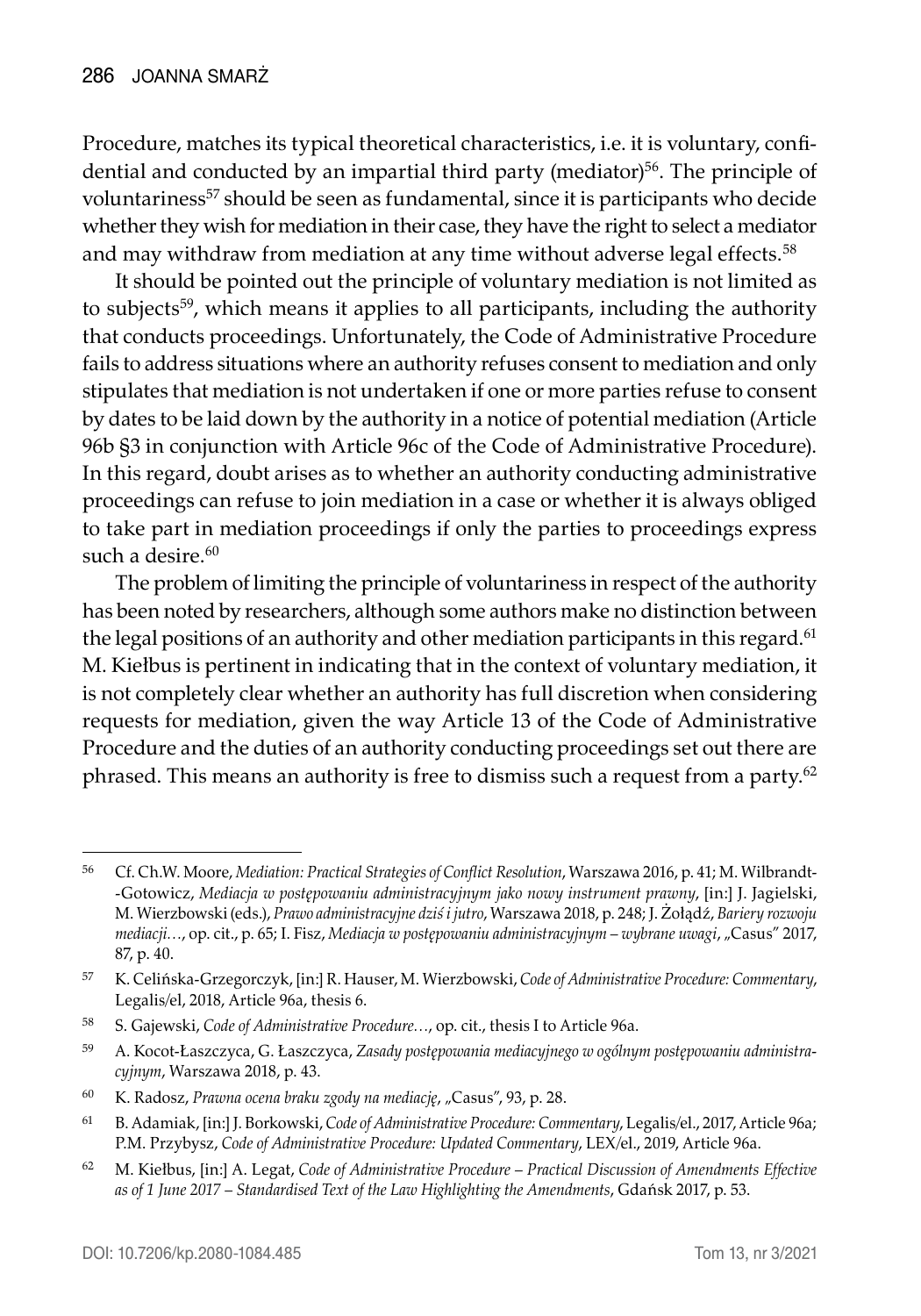Procedure, matches its typical theoretical characteristics, i.e. it is voluntary, confidential and conducted by an impartial third party (mediator)[56]. The principle of voluntariness[57] should be seen as fundamental, since it is participants who decide whether they wish for mediation in their case, they have the right to select a mediator and may withdraw from mediation at any time without adverse legal effects.[58]

It should be pointed out the principle of voluntary mediation is not limited as to subjects[59], which means it applies to all participants, including the authority that conducts proceedings. Unfortunately, the Code of Administrative Procedure fails to address situations where an authority refuses consent to mediation and only stipulates that mediation is not undertaken if one or more parties refuse to consent by dates to be laid down by the authority in a notice of potential mediation (Article 96b §3 in conjunction with Article 96c of the Code of Administrative Procedure). In this regard, doubt arises as to whether an authority conducting administrative proceedings can refuse to join mediation in a case or whether it is always obliged to take part in mediation proceedings if only the parties to proceedings express such a desire.[60]

The problem of limiting the principle of voluntariness in respect of the authority has been noted by researchers, although some authors make no distinction between the legal positions of an authority and other mediation participants in this regard.[61] M. Kiełbus is pertinent in indicating that in the context of voluntary mediation, it is not completely clear whether an authority has full discretion when considering requests for mediation, given the way Article 13 of the Code of Administrative Procedure and the duties of an authority conducting proceedings set out there are phrased. This means an authority is free to dismiss such a request from a party.[62]

---

[56] Cf. Ch.W. Moore, *Mediation: Practical Strategies of Conflict Resolution*, Warszawa 2016, p. 41; M. Wilbrandt-Gotowicz, *Mediacja w postępowaniu administracyjnym jako nowy instrument prawny*, [in:] J. Jagielski, M. Wierzbowski (eds.), *Prawo administracyjne dziś i jutro*, Warszawa 2018, p. 248; J. Żołądź, *Bariery rozwoju mediacji…*, op. cit., p. 65; I. Fisz, *Mediacja w postępowaniu administracyjnym – wybrane uwagi*, „Casus" 2017, 87, p. 40.

[57] K. Celińska-Grzegorczyk, [in:] R. Hauser, M. Wierzbowski, *Code of Administrative Procedure: Commentary*, Legalis/el, 2018, Article 96a, thesis 6.

[58] S. Gajewski, *Code of Administrative Procedure…*, op. cit., thesis I to Article 96a.

[59] A. Kocot-Łaszczyca, G. Łaszczyca, *Zasady postępowania mediacyjnego w ogólnym postępowaniu administracyjnym*, Warszawa 2018, p. 43.

[60] K. Radosz, *Prawna ocena braku zgody na mediację*, „Casus", 93, p. 28.

[61] B. Adamiak, [in:] J. Borkowski, *Code of Administrative Procedure: Commentary*, Legalis/el., 2017, Article 96a; P.M. Przybysz, *Code of Administrative Procedure: Updated Commentary*, LEX/el., 2019, Article 96a.

[62] M. Kiełbus, [in:] A. Legat, *Code of Administrative Procedure – Practical Discussion of Amendments Effective as of 1 June 2017 – Standardised Text of the Law Highlighting the Amendments*, Gdańsk 2017, p. 53.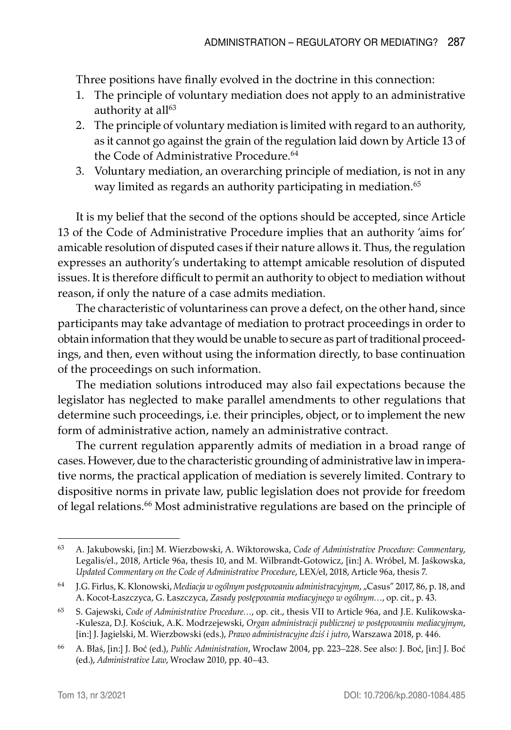Three positions have finally evolved in the doctrine in this connection:

1. The principle of voluntary mediation does not apply to an administrative authority at all[63]
2. The principle of voluntary mediation is limited with regard to an authority, as it cannot go against the grain of the regulation laid down by Article 13 of the Code of Administrative Procedure.[64]
3. Voluntary mediation, an overarching principle of mediation, is not in any way limited as regards an authority participating in mediation.[65]

It is my belief that the second of the options should be accepted, since Article 13 of the Code of Administrative Procedure implies that an authority 'aims for' amicable resolution of disputed cases if their nature allows it. Thus, the regulation expresses an authority's undertaking to attempt amicable resolution of disputed issues. It is therefore difficult to permit an authority to object to mediation without reason, if only the nature of a case admits mediation.

The characteristic of voluntariness can prove a defect, on the other hand, since participants may take advantage of mediation to protract proceedings in order to obtain information that they would be unable to secure as part of traditional proceedings, and then, even without using the information directly, to base continuation of the proceedings on such information.

The mediation solutions introduced may also fail expectations because the legislator has neglected to make parallel amendments to other regulations that determine such proceedings, i.e. their principles, object, or to implement the new form of administrative action, namely an administrative contract.

The current regulation apparently admits of mediation in a broad range of cases. However, due to the characteristic grounding of administrative law in imperative norms, the practical application of mediation is severely limited. Contrary to dispositive norms in private law, public legislation does not provide for freedom of legal relations.[66] Most administrative regulations are based on the principle of

---

[63] A. Jakubowski, [in:] M. Wierzbowski, A. Wiktorowska, *Code of Administrative Procedure: Commentary*, Legalis/el., 2018, Article 96a, thesis 10, and M. Wilbrandt-Gotowicz, [in:] A. Wróbel, M. Jaśkowska, *Updated Commentary on the Code of Administrative Procedure*, LEX/el, 2018, Article 96a, thesis 7.

[64] J.G. Firlus, K. Klonowski, *Mediacja w ogólnym postępowaniu administracyjnym*, „Casus" 2017, 86, p. 18, and A. Kocot-Łaszczyca, G. Łaszczyca, *Zasady postępowania mediacyjnego w ogólnym…*, op. cit., p. 43.

[65] S. Gajewski, *Code of Administrative Procedure…*, op. cit., thesis VII to Article 96a, and J.E. Kulikowska-Kulesza, D.J. Kościuk, A.K. Modrzejewski, *Organ administracji publicznej w postępowaniu mediacyjnym*, [in:] J. Jagielski, M. Wierzbowski (eds.), *Prawo administracyjne dziś i jutro*, Warszawa 2018, p. 446.

[66] A. Błaś, [in:] J. Boć (ed.), *Public Administration*, Wrocław 2004, pp. 223–228. See also: J. Boć, [in:] J. Boć (ed.), *Administrative Law*, Wrocław 2010, pp. 40–43.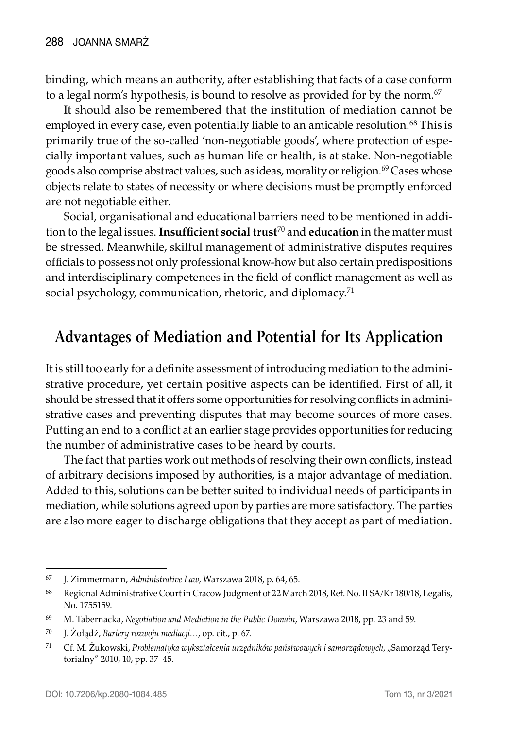binding, which means an authority, after establishing that facts of a case conform to a legal norm's hypothesis, is bound to resolve as provided for by the norm.[67]

It should also be remembered that the institution of mediation cannot be employed in every case, even potentially liable to an amicable resolution.[68] This is primarily true of the so-called 'non-negotiable goods', where protection of especially important values, such as human life or health, is at stake. Non-negotiable goods also comprise abstract values, such as ideas, morality or religion.[69] Cases whose objects relate to states of necessity or where decisions must be promptly enforced are not negotiable either.

Social, organisational and educational barriers need to be mentioned in addition to the legal issues. **Insufficient social trust**[70] and **education** in the matter must be stressed. Meanwhile, skilful management of administrative disputes requires officials to possess not only professional know-how but also certain predispositions and interdisciplinary competences in the field of conflict management as well as social psychology, communication, rhetoric, and diplomacy.[71]

## Advantages of Mediation and Potential for Its Application

It is still too early for a definite assessment of introducing mediation to the administrative procedure, yet certain positive aspects can be identified. First of all, it should be stressed that it offers some opportunities for resolving conflicts in administrative cases and preventing disputes that may become sources of more cases. Putting an end to a conflict at an earlier stage provides opportunities for reducing the number of administrative cases to be heard by courts.

The fact that parties work out methods of resolving their own conflicts, instead of arbitrary decisions imposed by authorities, is a major advantage of mediation. Added to this, solutions can be better suited to individual needs of participants in mediation, while solutions agreed upon by parties are more satisfactory. The parties are also more eager to discharge obligations that they accept as part of mediation.

---

[67] J. Zimmermann, *Administrative Law*, Warszawa 2018, p. 64, 65.

[68] Regional Administrative Court in Cracow Judgment of 22 March 2018, Ref. No. II SA/Kr 180/18, Legalis, No. 1755159.

[69] M. Tabernacka, *Negotiation and Mediation in the Public Domain*, Warszawa 2018, pp. 23 and 59.

[70] J. Żołądź, *Bariery rozwoju mediacji…*, op. cit., p. 67.

[71] Cf. M. Żukowski, *Problematyka wykształcenia urzędników państwowych i samorządowych*, „Samorząd Terytorialny" 2010, 10, pp. 37–45.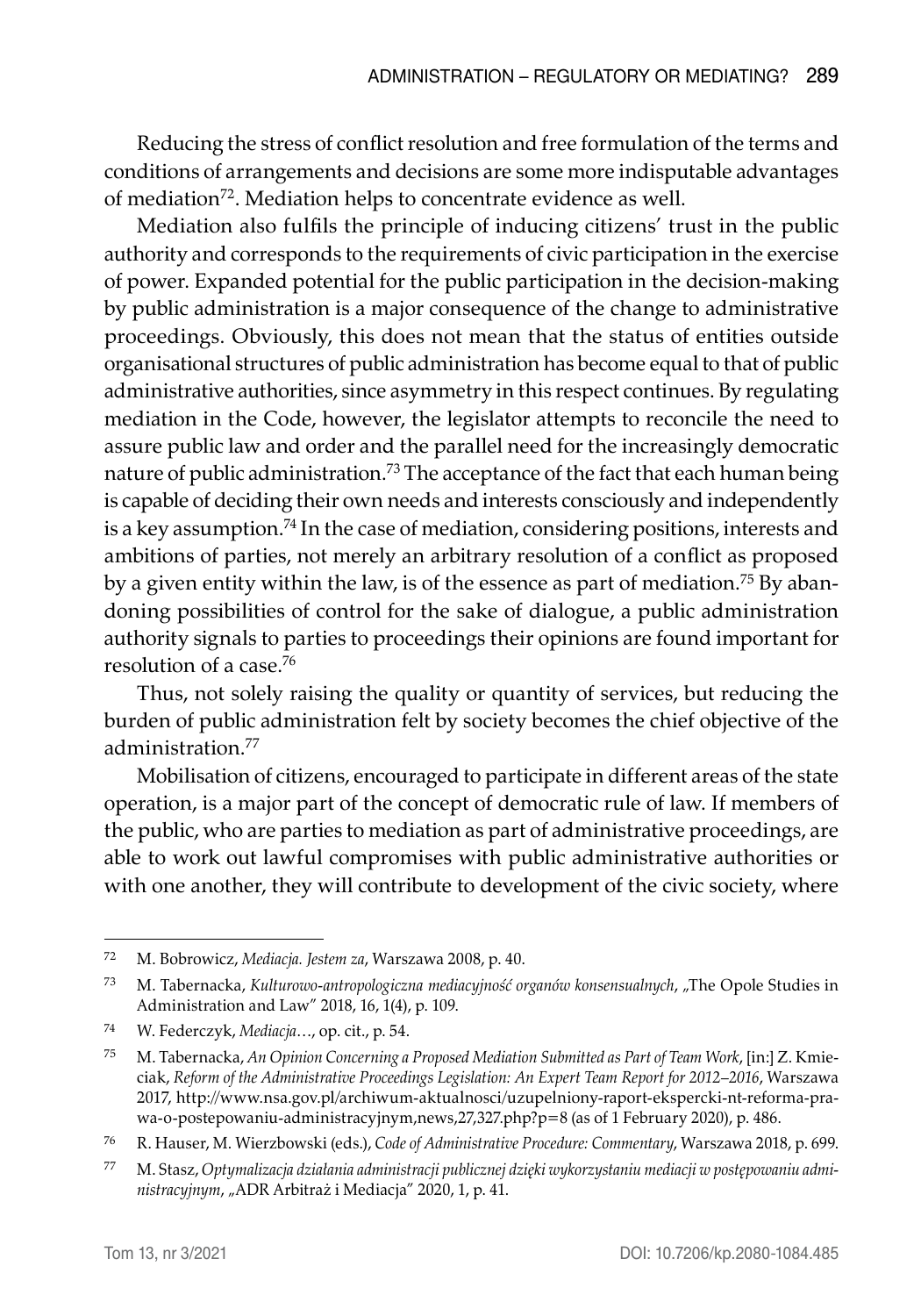Reducing the stress of conflict resolution and free formulation of the terms and conditions of arrangements and decisions are some more indisputable advantages of mediation[72]. Mediation helps to concentrate evidence as well.

Mediation also fulfils the principle of inducing citizens' trust in the public authority and corresponds to the requirements of civic participation in the exercise of power. Expanded potential for the public participation in the decision-making by public administration is a major consequence of the change to administrative proceedings. Obviously, this does not mean that the status of entities outside organisational structures of public administration has become equal to that of public administrative authorities, since asymmetry in this respect continues. By regulating mediation in the Code, however, the legislator attempts to reconcile the need to assure public law and order and the parallel need for the increasingly democratic nature of public administration.[73] The acceptance of the fact that each human being is capable of deciding their own needs and interests consciously and independently is a key assumption.[74] In the case of mediation, considering positions, interests and ambitions of parties, not merely an arbitrary resolution of a conflict as proposed by a given entity within the law, is of the essence as part of mediation.[75] By abandoning possibilities of control for the sake of dialogue, a public administration authority signals to parties to proceedings their opinions are found important for resolution of a case.[76]

Thus, not solely raising the quality or quantity of services, but reducing the burden of public administration felt by society becomes the chief objective of the administration.[77]

Mobilisation of citizens, encouraged to participate in different areas of the state operation, is a major part of the concept of democratic rule of law. If members of the public, who are parties to mediation as part of administrative proceedings, are able to work out lawful compromises with public administrative authorities or with one another, they will contribute to development of the civic society, where

---

72 M. Bobrowicz, *Mediacja. Jestem za*, Warszawa 2008, p. 40.

73 M. Tabernacka, *Kulturowo-antropologiczna mediacyjność organów konsensualnych*, „The Opole Studies in Administration and Law" 2018, 16, 1(4), p. 109.

74 W. Federczyk, *Mediacja…*, op. cit., p. 54.

75 M. Tabernacka, *An Opinion Concerning a Proposed Mediation Submitted as Part of Team Work*, [in:] Z. Kmieciak, *Reform of the Administrative Proceedings Legislation: An Expert Team Report for 2012–2016*, Warszawa 2017, http://www.nsa.gov.pl/archiwum-aktualnosci/uzupelniony-raport-ekspercki-nt-reforma-prawa-o-postepowaniu-administracyjnym,news,27,327.php?p=8 (as of 1 February 2020), p. 486.

76 R. Hauser, M. Wierzbowski (eds.), *Code of Administrative Procedure: Commentary*, Warszawa 2018, p. 699.

77 M. Stasz, *Optymalizacja działania administracji publicznej dzięki wykorzystaniu mediacji w postępowaniu administracyjnym*, „ADR Arbitraż i Mediacja" 2020, 1, p. 41.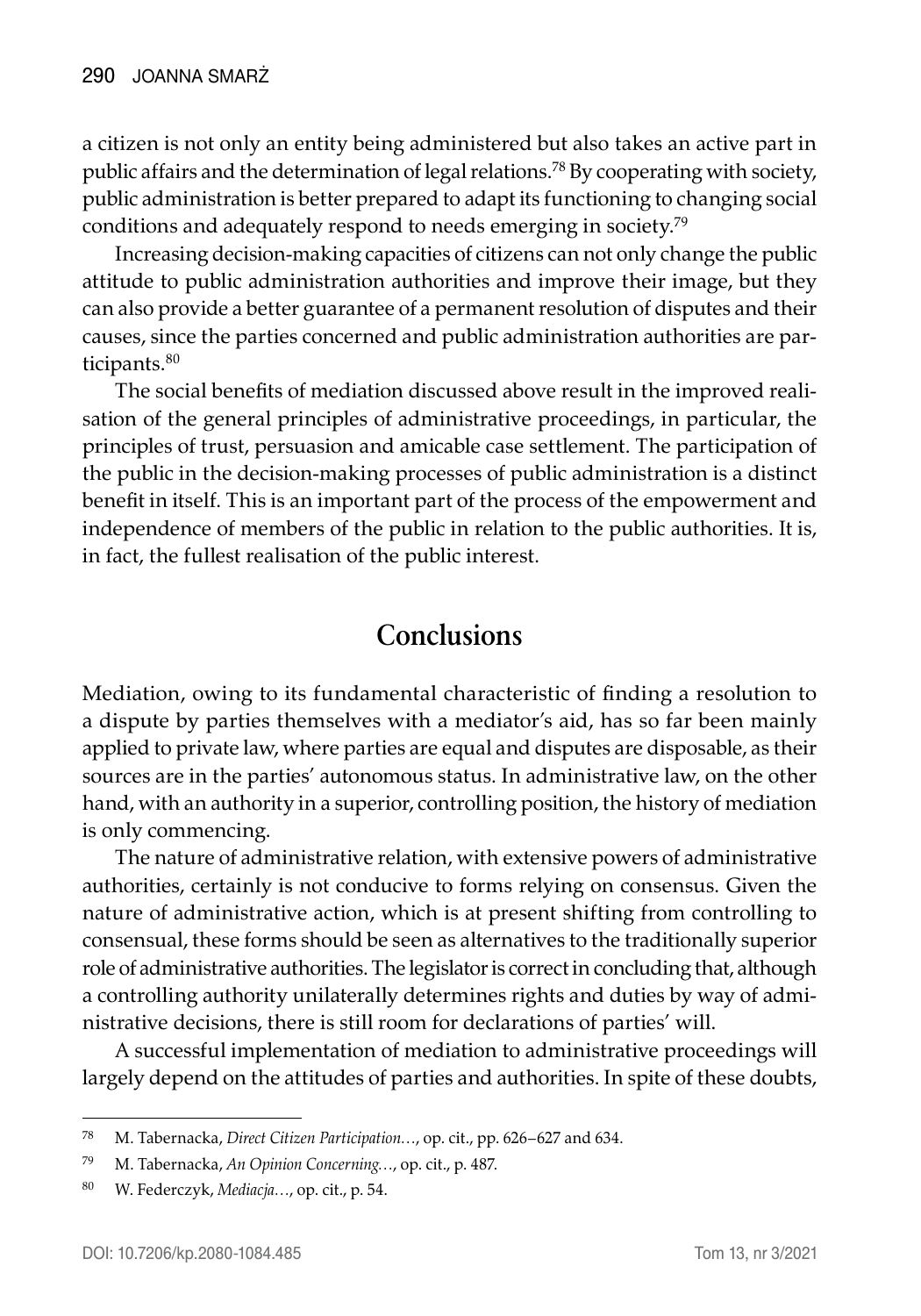a citizen is not only an entity being administered but also takes an active part in public affairs and the determination of legal relations.[78] By cooperating with society, public administration is better prepared to adapt its functioning to changing social conditions and adequately respond to needs emerging in society.[79]

Increasing decision-making capacities of citizens can not only change the public attitude to public administration authorities and improve their image, but they can also provide a better guarantee of a permanent resolution of disputes and their causes, since the parties concerned and public administration authorities are participants.[80]

The social benefits of mediation discussed above result in the improved realisation of the general principles of administrative proceedings, in particular, the principles of trust, persuasion and amicable case settlement. The participation of the public in the decision-making processes of public administration is a distinct benefit in itself. This is an important part of the process of the empowerment and independence of members of the public in relation to the public authorities. It is, in fact, the fullest realisation of the public interest.

## Conclusions

Mediation, owing to its fundamental characteristic of finding a resolution to a dispute by parties themselves with a mediator's aid, has so far been mainly applied to private law, where parties are equal and disputes are disposable, as their sources are in the parties' autonomous status. In administrative law, on the other hand, with an authority in a superior, controlling position, the history of mediation is only commencing.

The nature of administrative relation, with extensive powers of administrative authorities, certainly is not conducive to forms relying on consensus. Given the nature of administrative action, which is at present shifting from controlling to consensual, these forms should be seen as alternatives to the traditionally superior role of administrative authorities. The legislator is correct in concluding that, although a controlling authority unilaterally determines rights and duties by way of administrative decisions, there is still room for declarations of parties' will.

A successful implementation of mediation to administrative proceedings will largely depend on the attitudes of parties and authorities. In spite of these doubts,

---

[78] M. Tabernacka, *Direct Citizen Participation…*, op. cit., pp. 626–627 and 634.

[79] M. Tabernacka, *An Opinion Concerning…*, op. cit., p. 487.

[80] W. Federczyk, *Mediacja…*, op. cit., p. 54.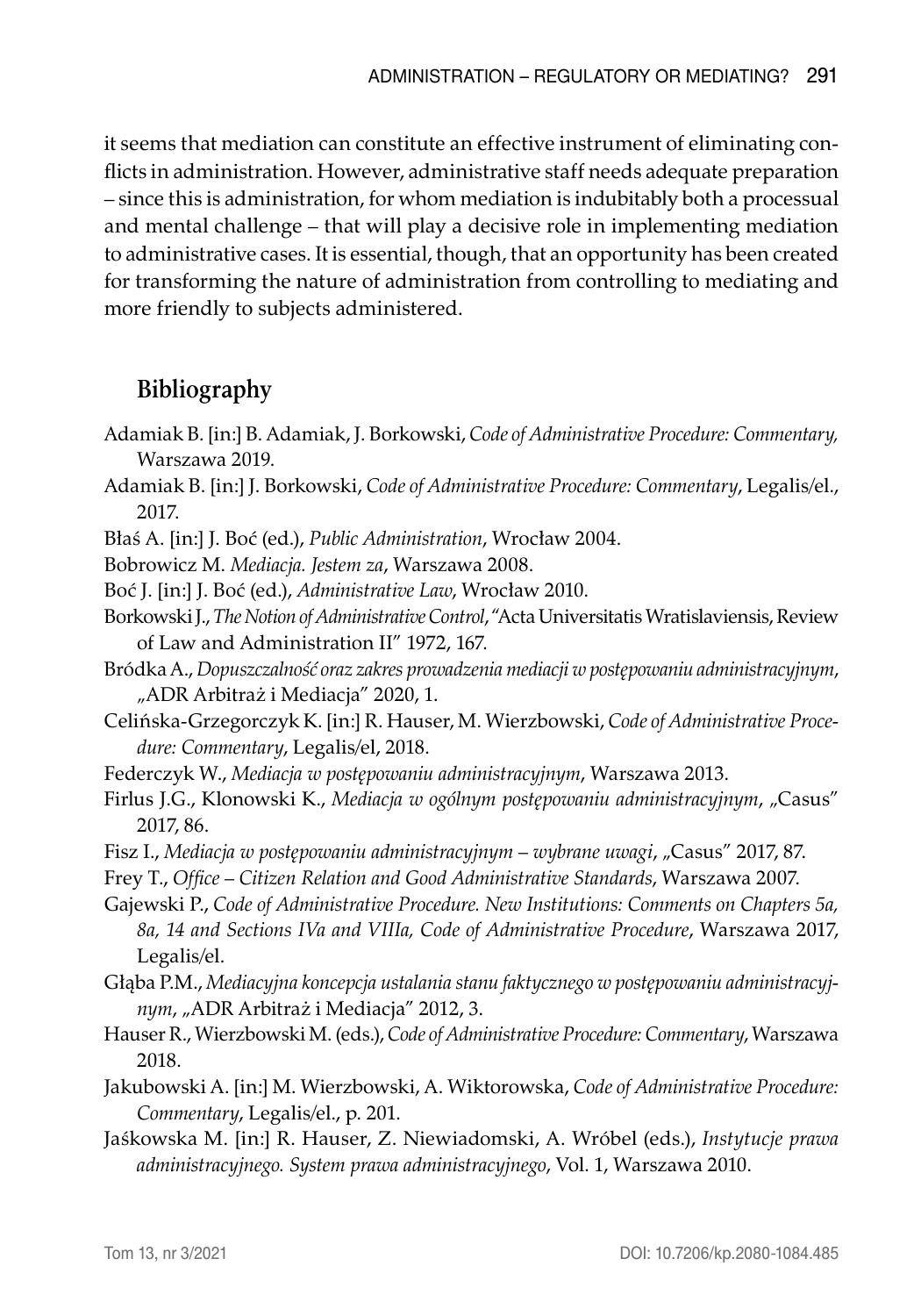it seems that mediation can constitute an effective instrument of eliminating conflicts in administration. However, administrative staff needs adequate preparation – since this is administration, for whom mediation is indubitably both a processual and mental challenge – that will play a decisive role in implementing mediation to administrative cases. It is essential, though, that an opportunity has been created for transforming the nature of administration from controlling to mediating and more friendly to subjects administered.

## Bibliography

Adamiak B. [in:] B. Adamiak, J. Borkowski, *Code of Administrative Procedure: Commentary,* Warszawa 2019.

Adamiak B. [in:] J. Borkowski, *Code of Administrative Procedure: Commentary*, Legalis/el., 2017.

Błaś A. [in:] J. Boć (ed.), *Public Administration*, Wrocław 2004.

Bobrowicz M. *Mediacja. Jestem za*, Warszawa 2008.

Boć J. [in:] J. Boć (ed.), *Administrative Law*, Wrocław 2010.

Borkowski J., *The Notion of Administrative Control*, "Acta Universitatis Wratislaviensis, Review of Law and Administration II" 1972, 167.

Bródka A., *Dopuszczalność oraz zakres prowadzenia mediacji w postępowaniu administracyjnym*, „ADR Arbitraż i Mediacja" 2020, 1.

Celińska-Grzegorczyk K. [in:] R. Hauser, M. Wierzbowski, *Code of Administrative Procedure: Commentary*, Legalis/el, 2018.

Federczyk W., *Mediacja w postępowaniu administracyjnym*, Warszawa 2013.

Firlus J.G., Klonowski K., *Mediacja w ogólnym postępowaniu administracyjnym*, „Casus" 2017, 86.

Fisz I., *Mediacja w postępowaniu administracyjnym – wybrane uwagi*, „Casus" 2017, 87.

Frey T., *Office – Citizen Relation and Good Administrative Standards*, Warszawa 2007.

Gajewski P., *Code of Administrative Procedure. New Institutions: Comments on Chapters 5a, 8a, 14 and Sections IVa and VIIIa, Code of Administrative Procedure*, Warszawa 2017, Legalis/el.

Głąba P.M., *Mediacyjna koncepcja ustalania stanu faktycznego w postępowaniu administracyjnym*, „ADR Arbitraż i Mediacja" 2012, 3.

Hauser R., Wierzbowski M. (eds.), *Code of Administrative Procedure: Commentary*, Warszawa 2018.

Jakubowski A. [in:] M. Wierzbowski, A. Wiktorowska, *Code of Administrative Procedure: Commentary*, Legalis/el., p. 201.

Jaśkowska M. [in:] R. Hauser, Z. Niewiadomski, A. Wróbel (eds.), *Instytucje prawa administracyjnego. System prawa administracyjnego*, Vol. 1, Warszawa 2010.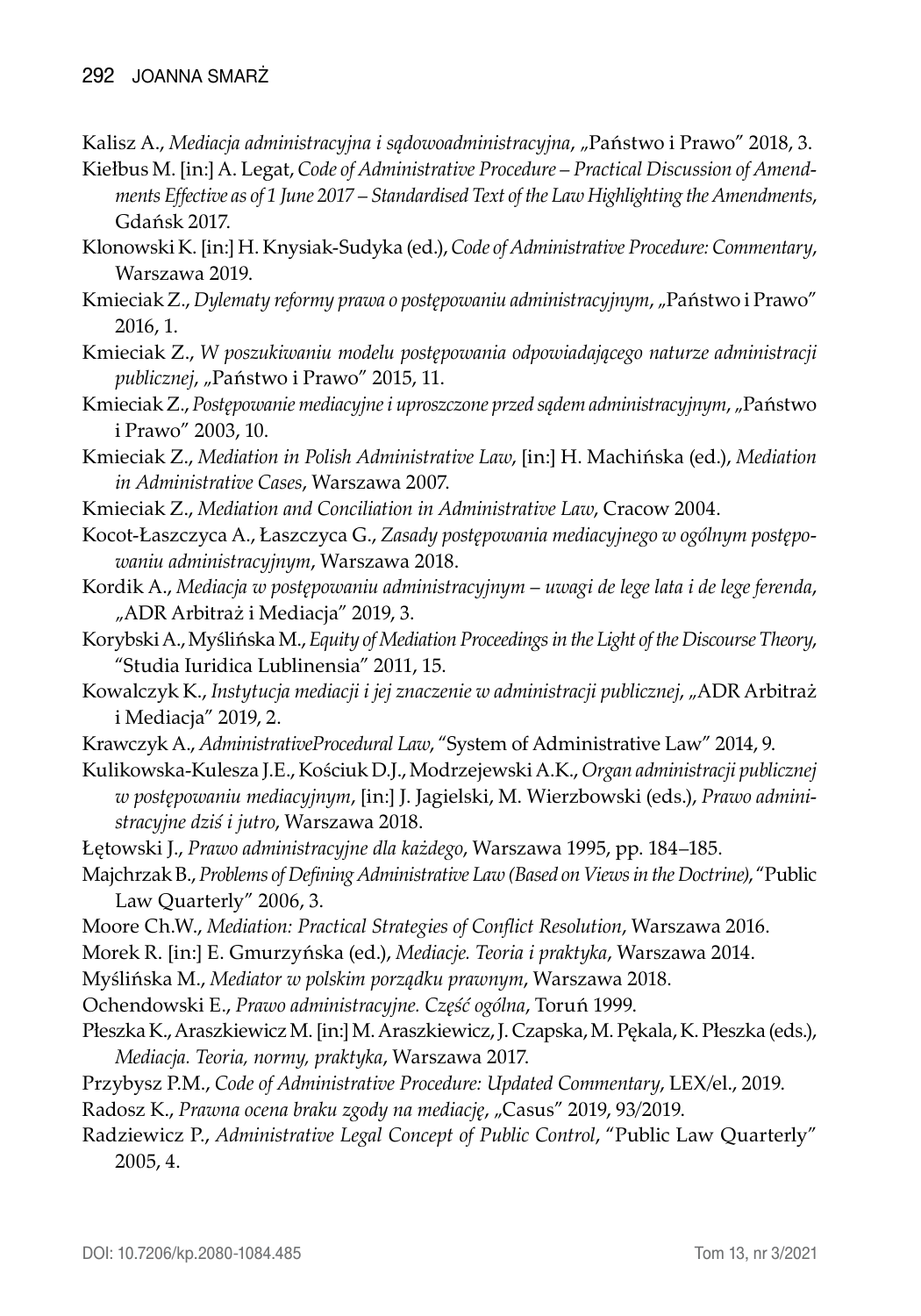Kalisz A., *Mediacja administracyjna i sądowoadministracyjna*, „Państwo i Prawo" 2018, 3.

Kiełbus M. [in:] A. Legat, *Code of Administrative Procedure – Practical Discussion of Amendments Effective as of 1 June 2017 – Standardised Text of the Law Highlighting the Amendments*, Gdańsk 2017.

Klonowski K. [in:] H. Knysiak-Sudyka (ed.), *Code of Administrative Procedure: Commentary*, Warszawa 2019.

Kmieciak Z., *Dylematy reformy prawa o postępowaniu administracyjnym*, „Państwo i Prawo" 2016, 1.

Kmieciak Z., *W poszukiwaniu modelu postępowania odpowiadającego naturze administracji publicznej*, „Państwo i Prawo" 2015, 11.

Kmieciak Z., *Postępowanie mediacyjne i uproszczone przed sądem administracyjnym*, „Państwo i Prawo" 2003, 10.

Kmieciak Z., *Mediation in Polish Administrative Law*, [in:] H. Machińska (ed.), *Mediation in Administrative Cases*, Warszawa 2007.

Kmieciak Z., *Mediation and Conciliation in Administrative Law*, Cracow 2004.

Kocot-Łaszczyca A., Łaszczyca G., *Zasady postępowania mediacyjnego w ogólnym postępowaniu administracyjnym*, Warszawa 2018.

Kordik A., *Mediacja w postępowaniu administracyjnym – uwagi de lege lata i de lege ferenda*, „ADR Arbitraż i Mediacja" 2019, 3.

Korybski A., Myślińska M., *Equity of Mediation Proceedings in the Light of the Discourse Theory*, "Studia Iuridica Lublinensia" 2011, 15.

Kowalczyk K., *Instytucja mediacji i jej znaczenie w administracji publicznej*, „ADR Arbitraż i Mediacja" 2019, 2.

Krawczyk A., *AdministrativeProcedural Law*, "System of Administrative Law" 2014, 9.

Kulikowska-Kulesza J.E., Kościuk D.J., Modrzejewski A.K., *Organ administracji publicznej w postępowaniu mediacyjnym*, [in:] J. Jagielski, M. Wierzbowski (eds.), *Prawo administracyjne dziś i jutro*, Warszawa 2018.

Łętowski J., *Prawo administracyjne dla każdego*, Warszawa 1995, pp. 184–185.

Majchrzak B., *Problems of Defining Administrative Law (Based on Views in the Doctrine)*, "Public Law Quarterly" 2006, 3.

Moore Ch.W., *Mediation: Practical Strategies of Conflict Resolution*, Warszawa 2016.

Morek R. [in:] E. Gmurzyńska (ed.), *Mediacje. Teoria i praktyka*, Warszawa 2014.

Myślińska M., *Mediator w polskim porządku prawnym*, Warszawa 2018.

Ochendowski E., *Prawo administracyjne. Część ogólna*, Toruń 1999.

Płeszka K., Araszkiewicz M. [in:] M. Araszkiewicz, J. Czapska, M. Pękala, K. Płeszka (eds.), *Mediacja. Teoria, normy, praktyka*, Warszawa 2017.

Przybysz P.M., *Code of Administrative Procedure: Updated Commentary*, LEX/el., 2019.

Radosz K., *Prawna ocena braku zgody na mediację*, „Casus" 2019, 93/2019.

Radziewicz P., *Administrative Legal Concept of Public Control*, "Public Law Quarterly" 2005, 4.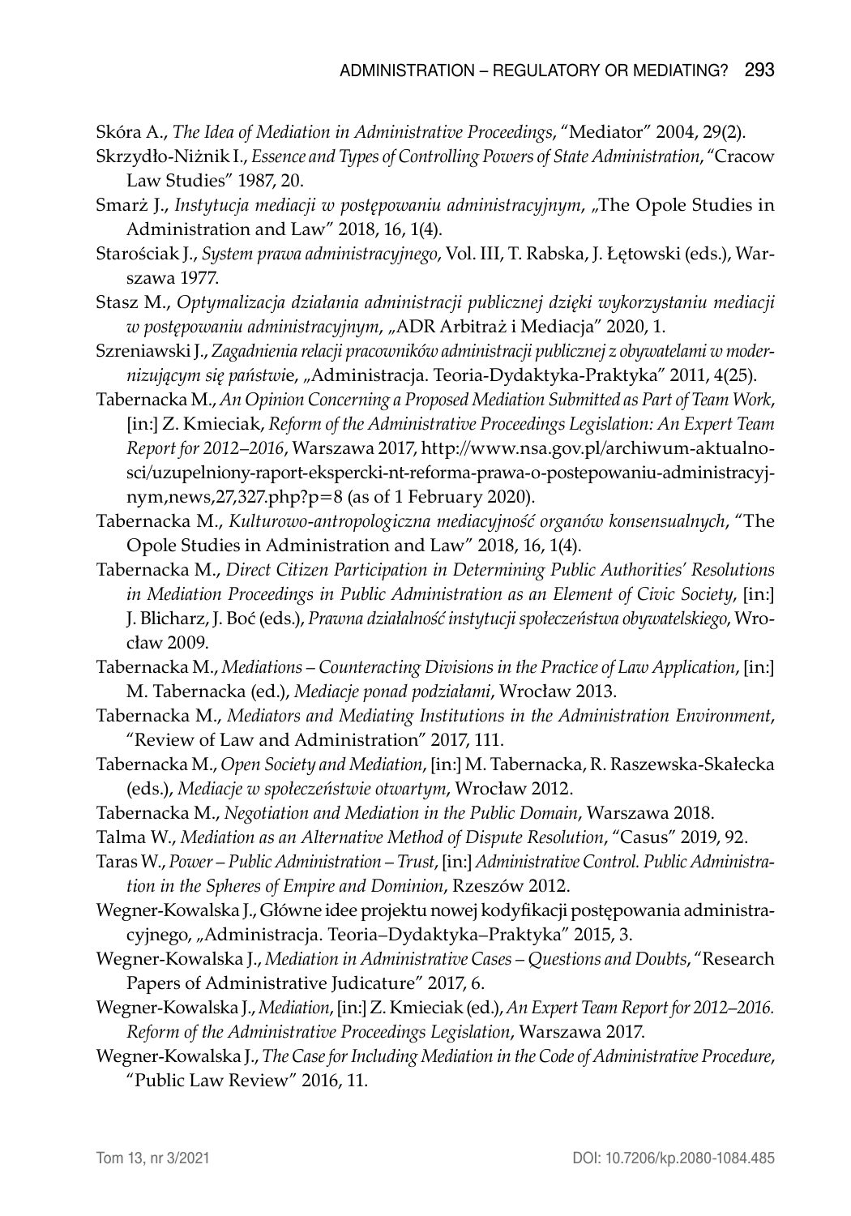Skóra A., *The Idea of Mediation in Administrative Proceedings*, "Mediator" 2004, 29(2).

Skrzydło-Niżnik I., *Essence and Types of Controlling Powers of State Administration*, "Cracow Law Studies" 1987, 20.

Smarż J., *Instytucja mediacji w postępowaniu administracyjnym*, „The Opole Studies in Administration and Law" 2018, 16, 1(4).

Starościak J., *System prawa administracyjnego*, Vol. III, T. Rabska, J. Łętowski (eds.), Warszawa 1977.

Stasz M., *Optymalizacja działania administracji publicznej dzięki wykorzystaniu mediacji w postępowaniu administracyjnym*, „ADR Arbitraż i Mediacja" 2020, 1.

Szreniawski J., *Zagadnienia relacji pracowników administracji publicznej z obywatelami w modernizującym się państwie*, „Administracja. Teoria-Dydaktyka-Praktyka" 2011, 4(25).

Tabernacka M., *An Opinion Concerning a Proposed Mediation Submitted as Part of Team Work*, [in:] Z. Kmieciak, *Reform of the Administrative Proceedings Legislation: An Expert Team Report for 2012–2016*, Warszawa 2017, http://www.nsa.gov.pl/archiwum-aktualnosci/uzupelniony-raport-ekspercki-nt-reforma-prawa-o-postepowaniu-administracyjnym,news,27,327.php?p=8 (as of 1 February 2020).

Tabernacka M., *Kulturowo-antropologiczna mediacyjność organów konsensualnych*, "The Opole Studies in Administration and Law" 2018, 16, 1(4).

Tabernacka M., *Direct Citizen Participation in Determining Public Authorities' Resolutions in Mediation Proceedings in Public Administration as an Element of Civic Society*, [in:] J. Blicharz, J. Boć (eds.), *Prawna działalność instytucji społeczeństwa obywatelskiego*, Wrocław 2009.

Tabernacka M., *Mediations – Counteracting Divisions in the Practice of Law Application*, [in:] M. Tabernacka (ed.), *Mediacje ponad podziałami*, Wrocław 2013.

Tabernacka M., *Mediators and Mediating Institutions in the Administration Environment*, "Review of Law and Administration" 2017, 111.

Tabernacka M., *Open Society and Mediation*, [in:] M. Tabernacka, R. Raszewska-Skałecka (eds.), *Mediacje w społeczeństwie otwartym*, Wrocław 2012.

Tabernacka M., *Negotiation and Mediation in the Public Domain*, Warszawa 2018.

Talma W., *Mediation as an Alternative Method of Dispute Resolution*, "Casus" 2019, 92.

Taras W., *Power – Public Administration – Trust*, [in:] *Administrative Control. Public Administration in the Spheres of Empire and Dominion*, Rzeszów 2012.

Wegner-Kowalska J., Główne idee projektu nowej kodyfikacji postępowania administracyjnego, „Administracja. Teoria–Dydaktyka–Praktyka" 2015, 3.

Wegner-Kowalska J., *Mediation in Administrative Cases – Questions and Doubts*, "Research Papers of Administrative Judicature" 2017, 6.

Wegner-Kowalska J., *Mediation*, [in:] Z. Kmieciak (ed.), *An Expert Team Report for 2012–2016. Reform of the Administrative Proceedings Legislation*, Warszawa 2017.

Wegner-Kowalska J., *The Case for Including Mediation in the Code of Administrative Procedure*, "Public Law Review" 2016, 11.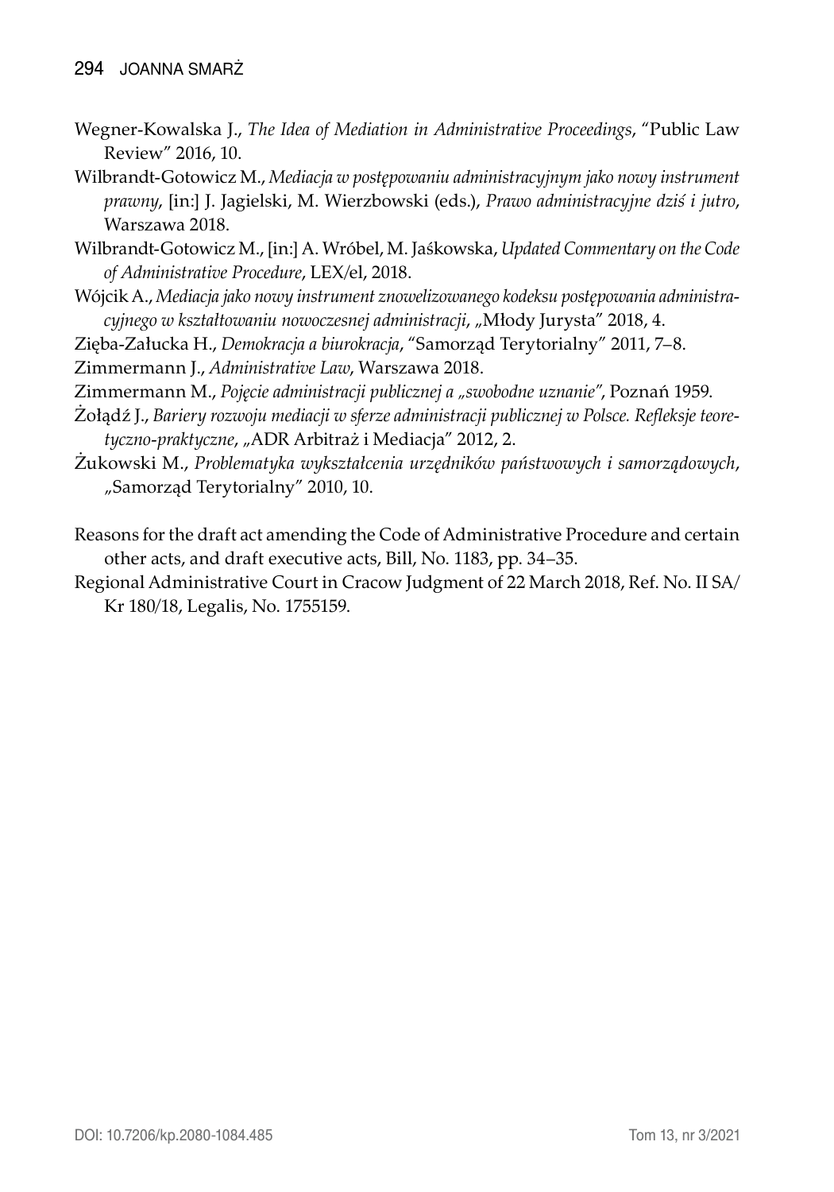Wegner-Kowalska J., *The Idea of Mediation in Administrative Proceedings*, "Public Law Review" 2016, 10.

Wilbrandt-Gotowicz M., *Mediacja w postępowaniu administracyjnym jako nowy instrument prawny*, [in:] J. Jagielski, M. Wierzbowski (eds.), *Prawo administracyjne dziś i jutro*, Warszawa 2018.

Wilbrandt-Gotowicz M., [in:] A. Wróbel, M. Jaśkowska, *Updated Commentary on the Code of Administrative Procedure*, LEX/el, 2018.

Wójcik A., *Mediacja jako nowy instrument znowelizowanego kodeksu postępowania administracyjnego w kształtowaniu nowoczesnej administracji*, „Młody Jurysta" 2018, 4.

Zięba-Załucka H., *Demokracja a biurokracja*, "Samorząd Terytorialny" 2011, 7–8.

Zimmermann J., *Administrative Law*, Warszawa 2018.

Zimmermann M., *Pojęcie administracji publicznej a „swobodne uznanie"*, Poznań 1959.

Żołądź J., *Bariery rozwoju mediacji w sferze administracji publicznej w Polsce. Refleksje teoretyczno-praktyczne*, „ADR Arbitraż i Mediacja" 2012, 2.

Żukowski M., *Problematyka wykształcenia urzędników państwowych i samorządowych*, „Samorząd Terytorialny" 2010, 10.

Reasons for the draft act amending the Code of Administrative Procedure and certain other acts, and draft executive acts, Bill, No. 1183, pp. 34–35.

Regional Administrative Court in Cracow Judgment of 22 March 2018, Ref. No. II SA/Kr 180/18, Legalis, No. 1755159.